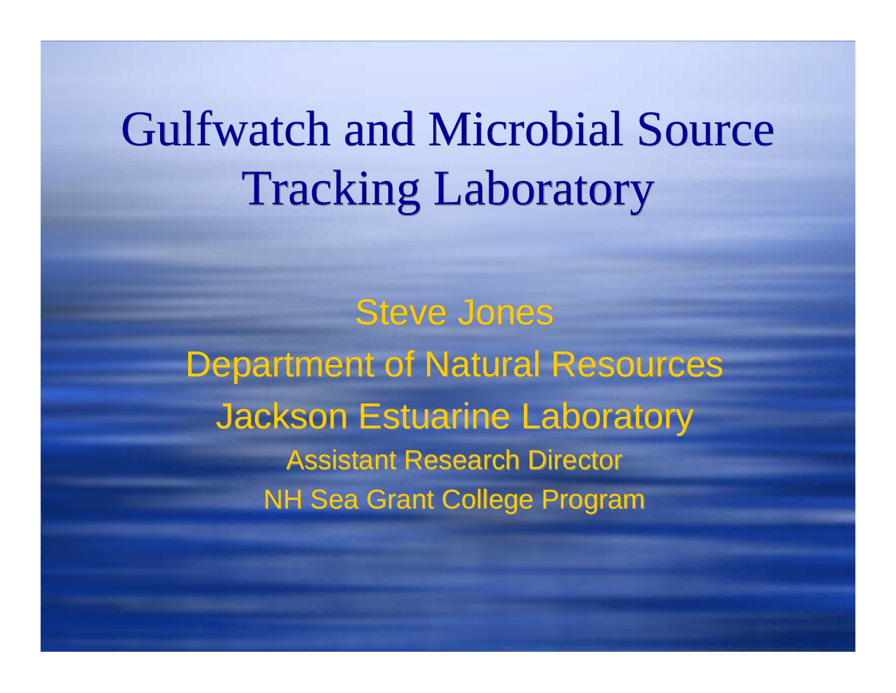# Gulfwatch and Microbial Source Tracking Laboratory

Steve Jones

Department of Natural Resources

Jackson Estuarine Laboratory

Assistant Research Director

NH Sea Grant College Program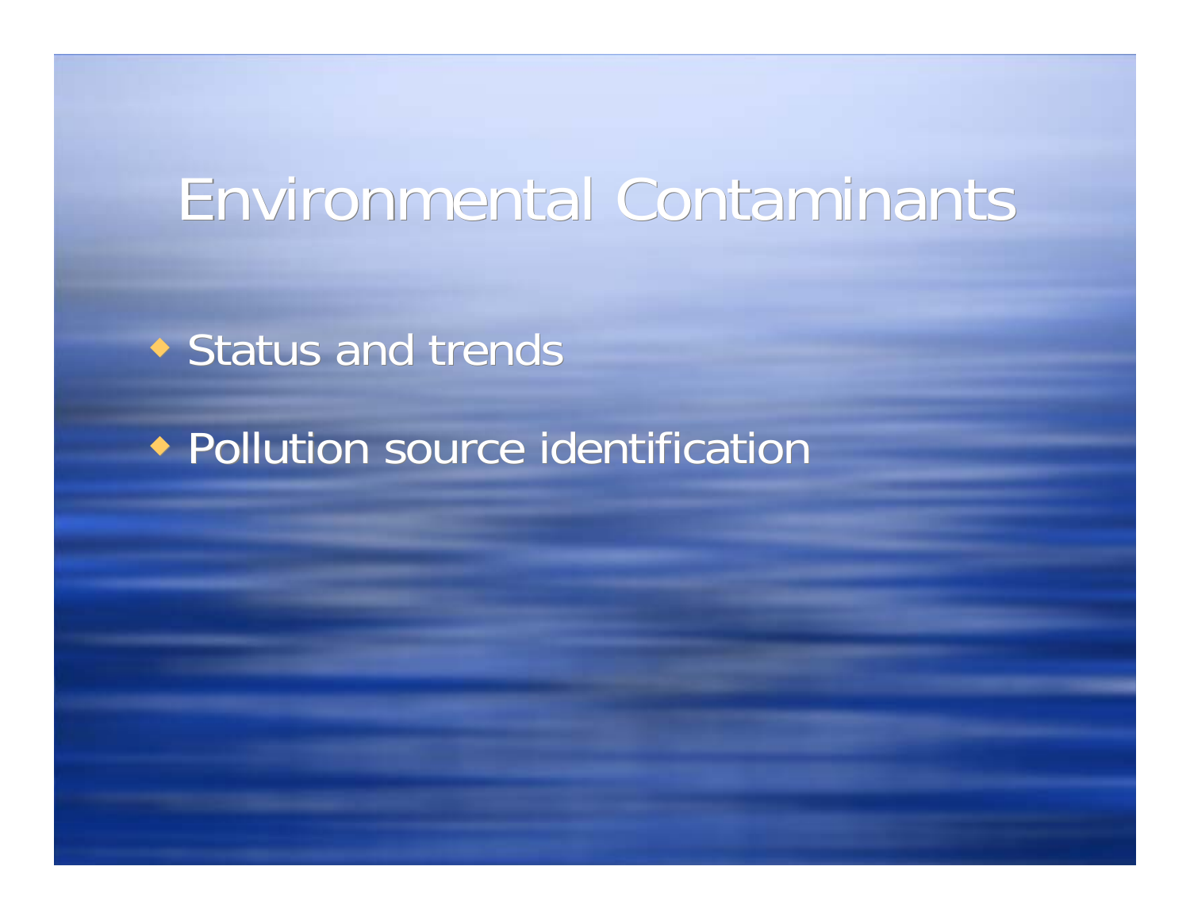# Environmental Contaminants

- Status and trends
- Pollution source identification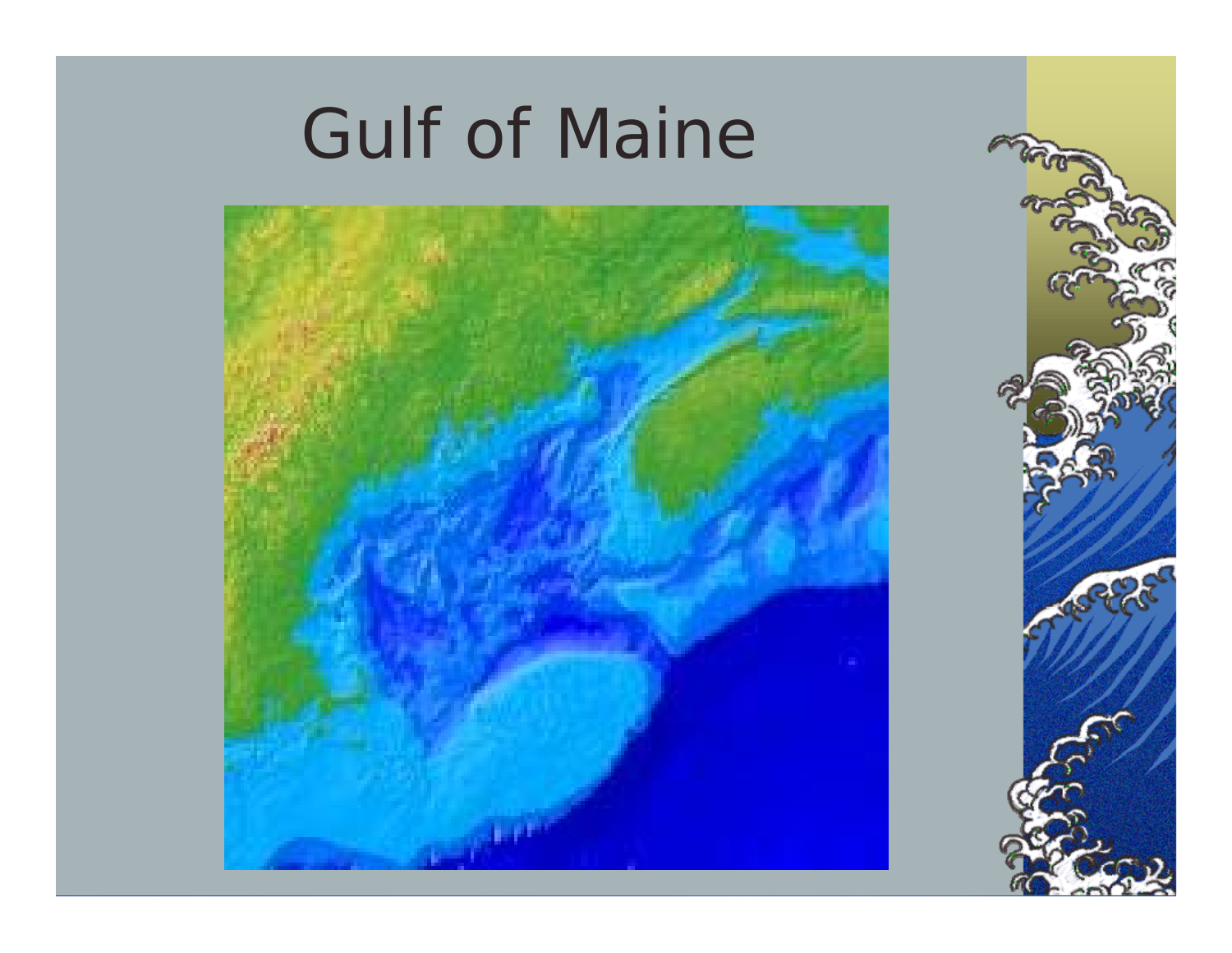# Gulf of Maine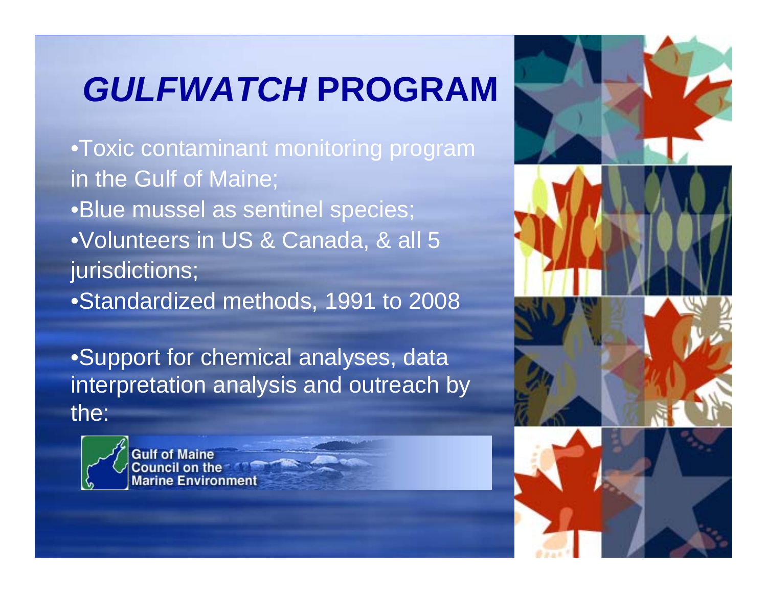# *GULFWATCH* PROGRAM

- Toxic contaminant monitoring program in the Gulf of Maine;
- Blue mussel as sentinel species;
- Volunteers in US & Canada, & all 5 jurisdictions;
- Standardized methods, 1991 to 2008

- Support for chemical analyses, data interpretation analysis and outreach by the:

Gulf of Maine Council on the Marine Environment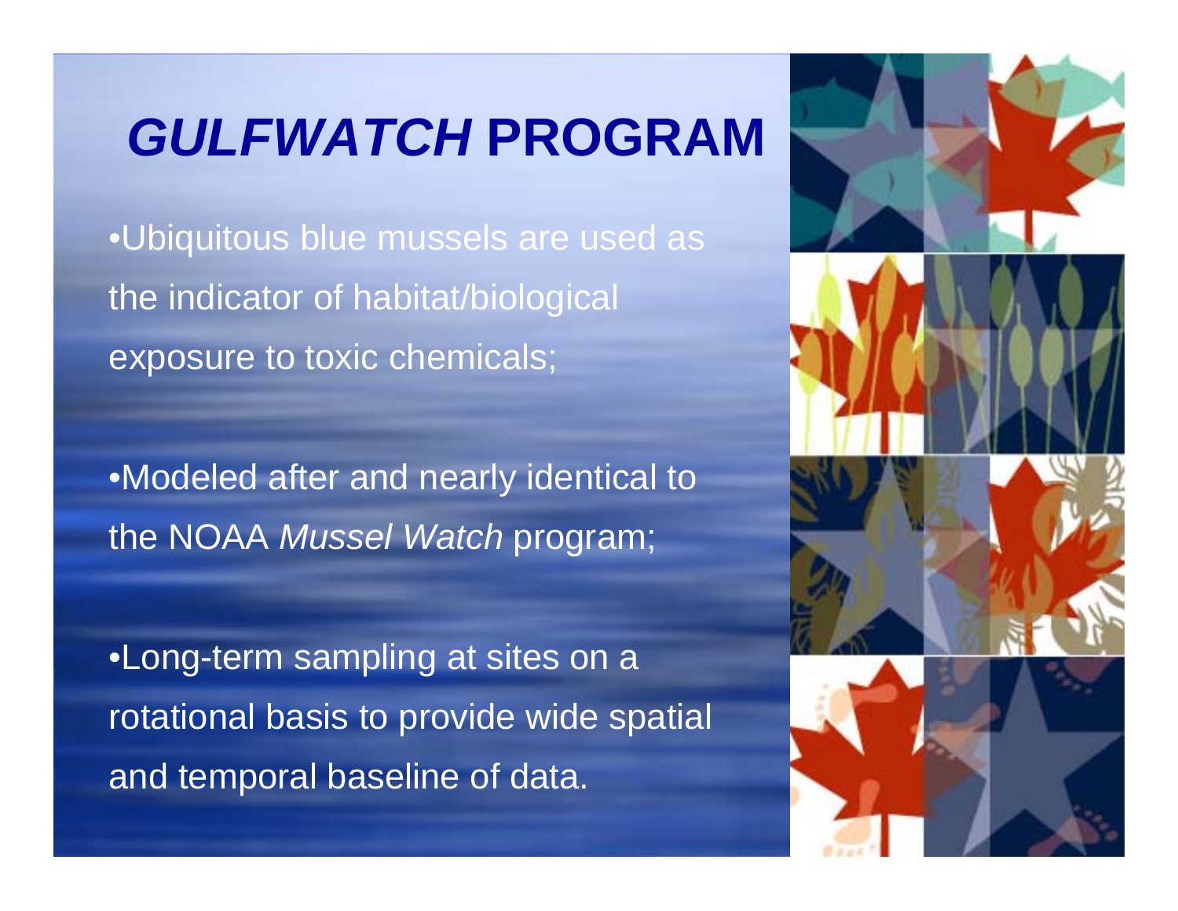# *GULFWATCH* PROGRAM

- Ubiquitous blue mussels are used as the indicator of habitat/biological exposure to toxic chemicals;
- Modeled after and nearly identical to the NOAA *Mussel Watch* program;
- Long-term sampling at sites on a rotational basis to provide wide spatial and temporal baseline of data.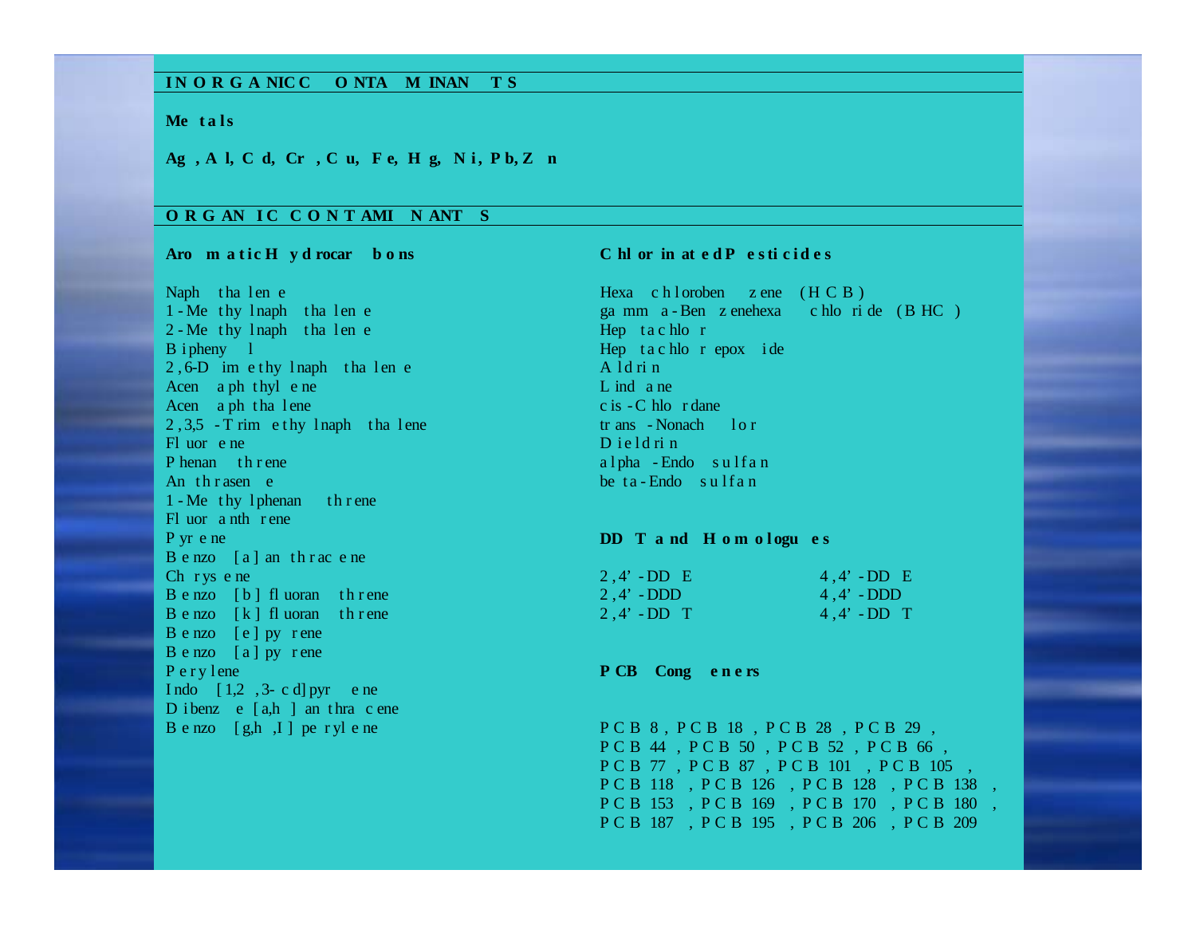## INORGANIC CONTAMINANTS

**Metals**

**Ag, Al, Cd, Cr, Cu, Fe, Hg, Ni, Pb, Zn**

## ORGANIC CONTAMINANTS

### Aromatic Hydrocarbons

Naphthalene
1-Methylnaphthalene
2-Methylnaphthalene
Biphenyl
2,6-Dimethylnaphthalene
Acenaphthylene
Acenaphthalene
2,3,5-Trimethylnaphthalene
Fluorene
Phenanthrene
Anthrasene
1-Methylphenanthrene
Fluoranthrene
Pyrene
Benzo[a]anthracene
Chrysene
Benzo[b]fluoranthrene
Benzo[k]fluoranthrene
Benzo[e]pyrene
Benzo[a]pyrene
Perylene
Indo[1,2,3-cd]pyrene
Dibenze[a,h]anthracene
Benzo[g,h,I]perylene

### Chlorinated Pesticides

Hexachlorobenzene (HCB)
gamma-Benzenehexachloride (BHC)
Heptachlor
Heptachlorepoxide
Aldrin
Lindane
cis-Chlordane
trans-Nonachlor
Dieldrin
alpha-Endosulfan
beta-Endosulfan

### DDT and Homologues

| | |
|---|---|
| 2,4'-DDE | 4,4'-DDE |
| 2,4'-DDD | 4,4'-DDD |
| 2,4'-DDT | 4,4'-DDT |

### PCB Congeners

PCB 8, PCB 18, PCB 28, PCB 29,
PCB 44, PCB 50, PCB 52, PCB 66,
PCB 77, PCB 87, PCB 101, PCB 105,
PCB 118, PCB 126, PCB 128, PCB 138,
PCB 153, PCB 169, PCB 170, PCB 180,
PCB 187, PCB 195, PCB 206, PCB 209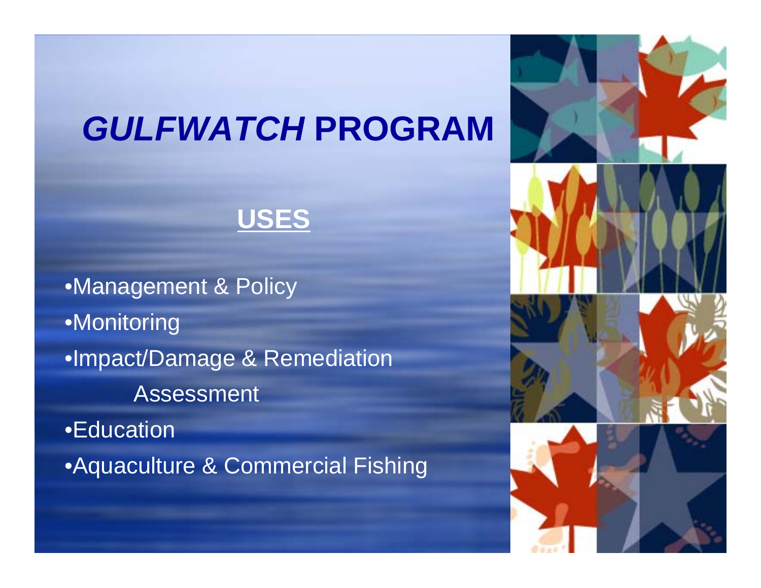# *GULFWATCH* PROGRAM

## USES

- Management & Policy
- Monitoring
- Impact/Damage & Remediation Assessment
- Education
- Aquaculture & Commercial Fishing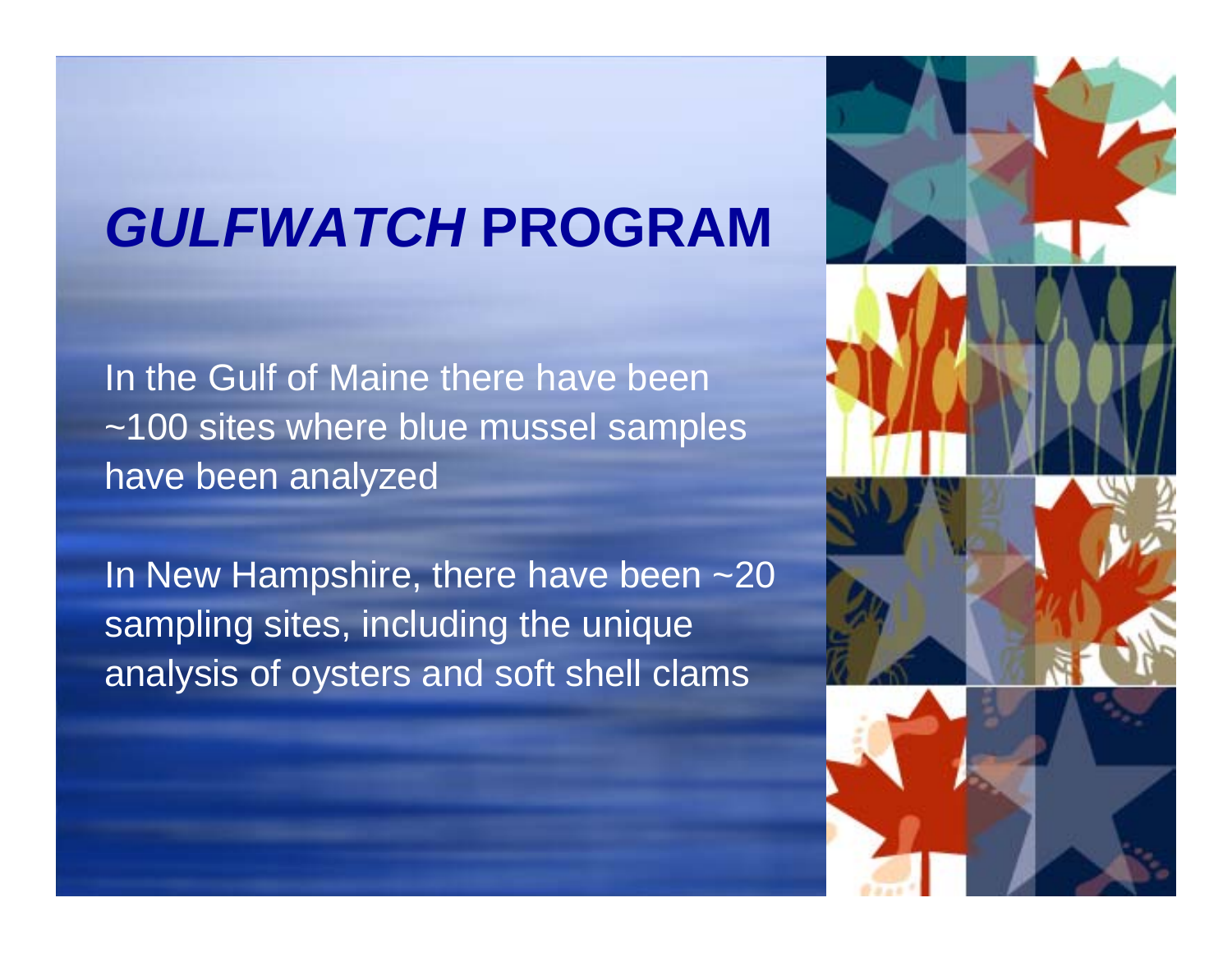# *GULFWATCH* **PROGRAM**

In the Gulf of Maine there have been ~100 sites where blue mussel samples have been analyzed

In New Hampshire, there have been ~20 sampling sites, including the unique analysis of oysters and soft shell clams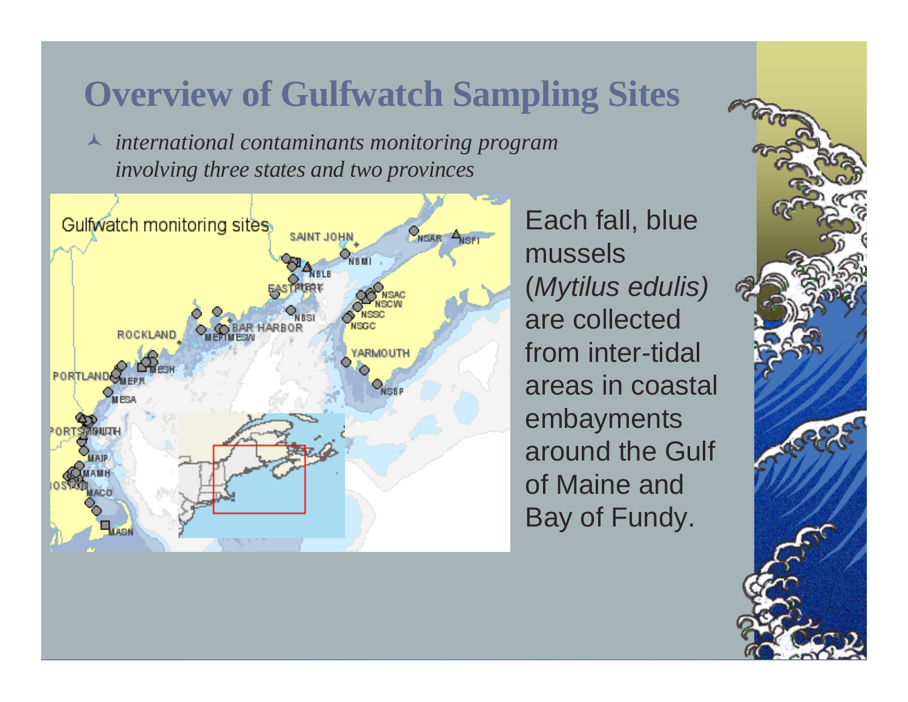# Overview of Gulfwatch Sampling Sites

- *international contaminants monitoring program involving three states and two provinces*

Each fall, blue mussels (*Mytilus edulis)* are collected from inter-tidal areas in coastal embayments around the Gulf of Maine and Bay of Fundy.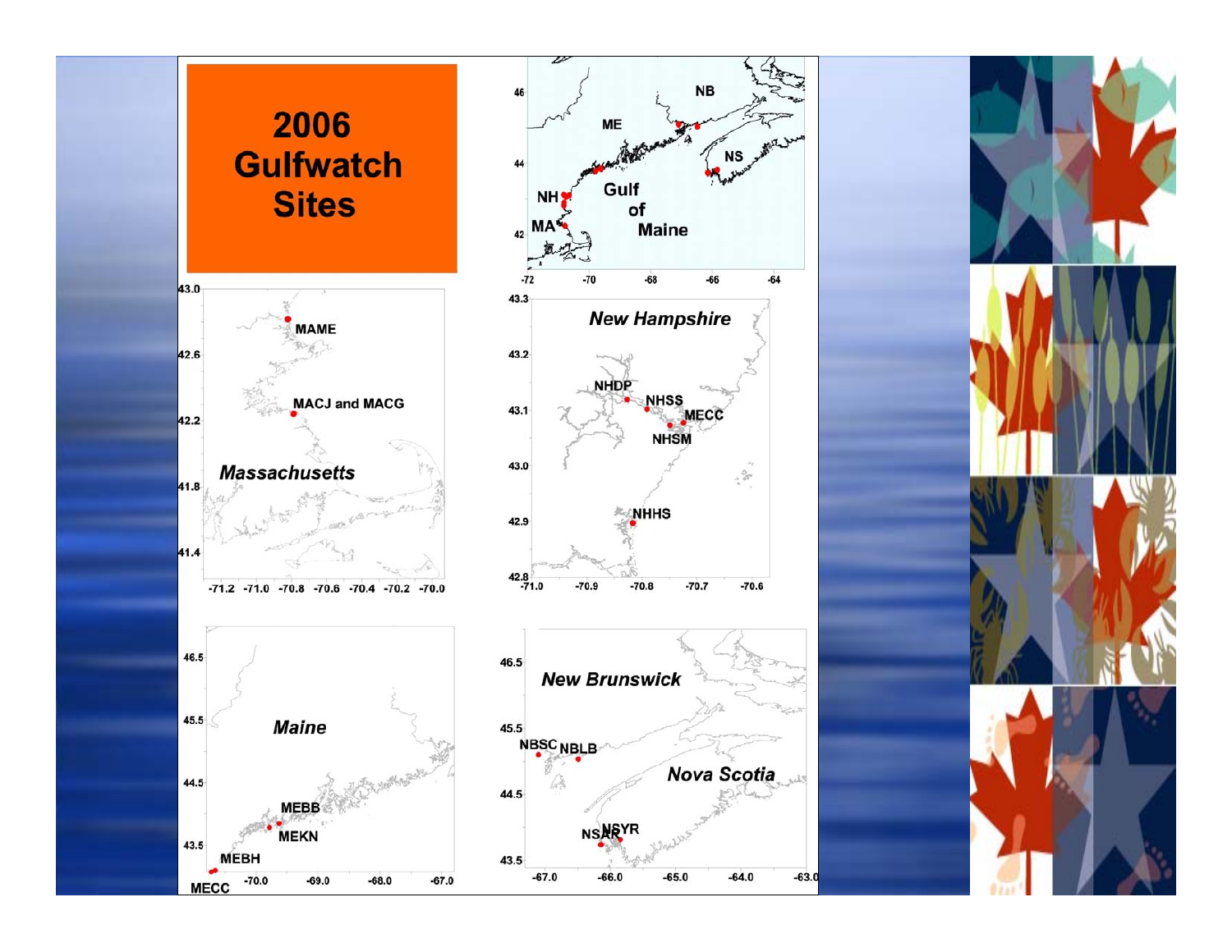# 2006 Gulfwatch Sites

Gulf of Maine

ME NB NS NH MA

Massachusetts: MAME, MACJ and MACG

New Hampshire: NHDP, NHSS, MECC, NHSM, NHHS

Maine: MEBB, MEKN, MEBH, MECC

New Brunswick: NBSC, NBLB

Nova Scotia: NSAR, NSYR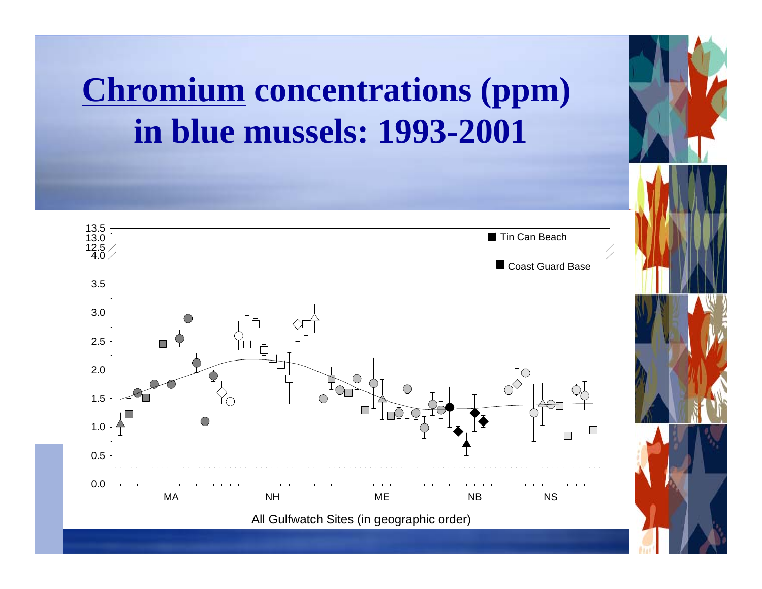# Chromium concentrations (ppm) in blue mussels: 1993-2001

13.5
13.0
12.5
4.0

3.5

3.0

2.5

2.0

1.5

1.0

0.5

0.0

■ Tin Can Beach

■ Coast Guard Base

MA NH ME NB NS

All Gulfwatch Sites (in geographic order)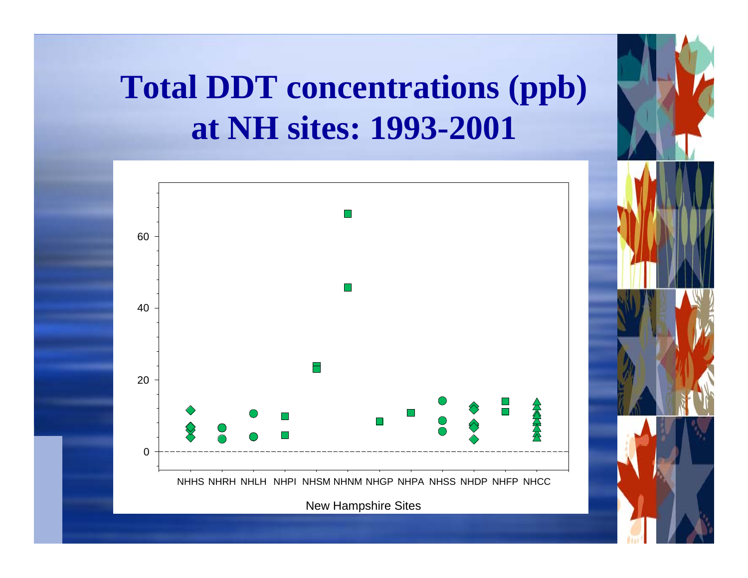# Total DDT concentrations (ppb) at NH sites: 1993-2001

60

40

20

0

NHHS NHRH NHLH NHPI NHSM NHNM NHGP NHPA NHSS NHDP NHFP NHCC

New Hampshire Sites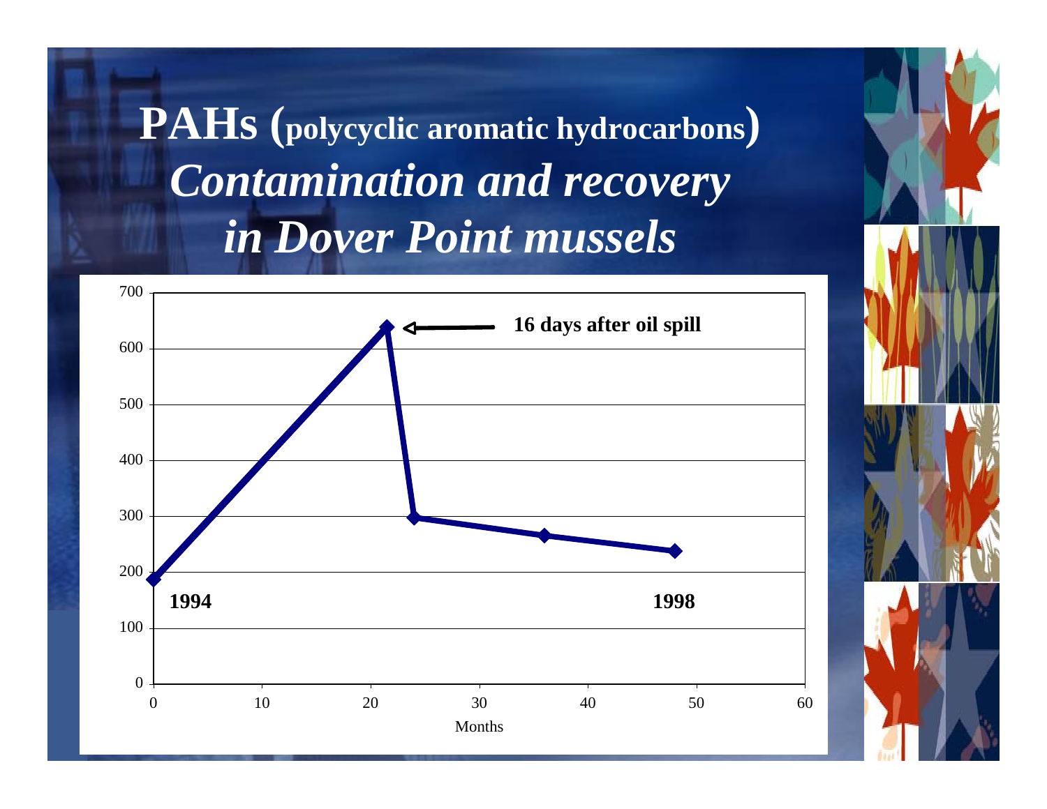# PAHs (polycyclic aromatic hydrocarbons) *Contamination and recovery in Dover Point mussels*

| Months | PAHs |
|---|---|
| 0 (1994) | ~185 |
| ~21.5 (16 days after oil spill) | ~640 |
| 24 | ~297 |
| 36 | ~265 |
| 48 (1998) | ~238 |

Months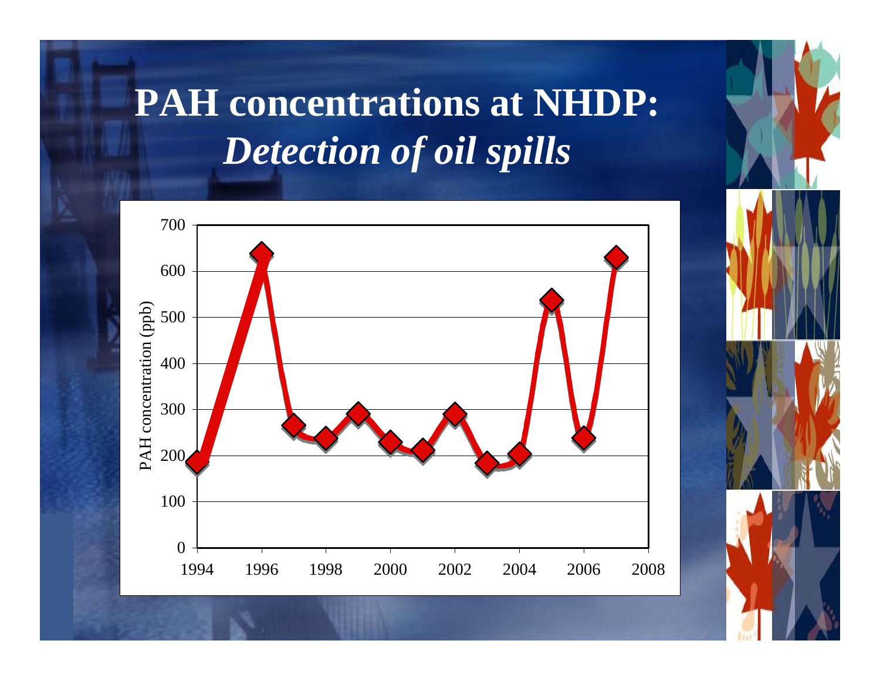# PAH concentrations at NHDP: *Detection of oil spills*

| Year | PAH concentration (ppb) |
|---|---|
| 1994 | 185 |
| 1996 | 638 |
| 1997 | 265 |
| 1998 | 237 |
| 1999 | 290 |
| 2000 | 228 |
| 2001 | 210 |
| 2002 | 288 |
| 2003 | 183 |
| 2004 | 202 |
| 2005 | 537 |
| 2006 | 238 |
| 2007 | 630 |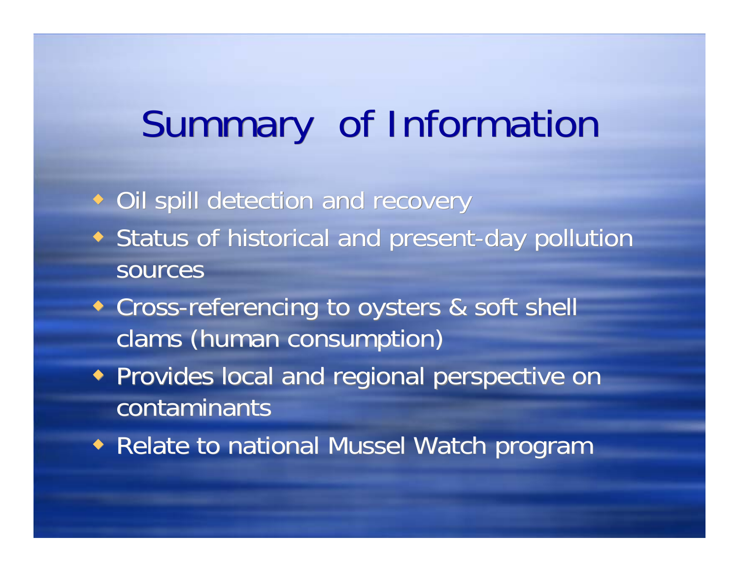# Summary of Information

- Oil spill detection and recovery
- Status of historical and present-day pollution sources
- Cross-referencing to oysters & soft shell clams (human consumption)
- Provides local and regional perspective on contaminants
- Relate to national Mussel Watch program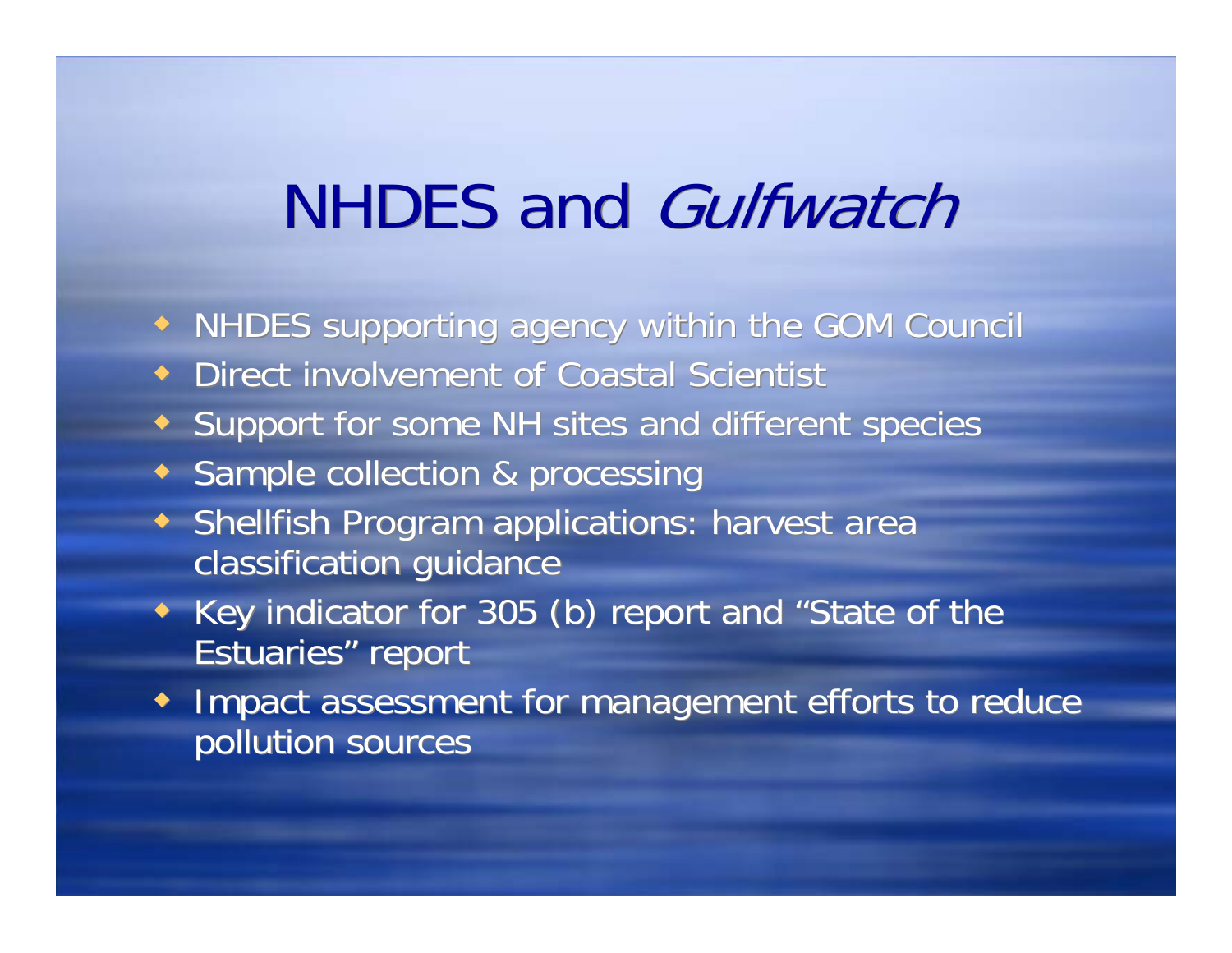# NHDES and *Gulfwatch*

- NHDES supporting agency within the GOM Council
- Direct involvement of Coastal Scientist
- Support for some NH sites and different species
- Sample collection & processing
- Shellfish Program applications: harvest area classification guidance
- Key indicator for 305 (b) report and "State of the Estuaries" report
- Impact assessment for management efforts to reduce pollution sources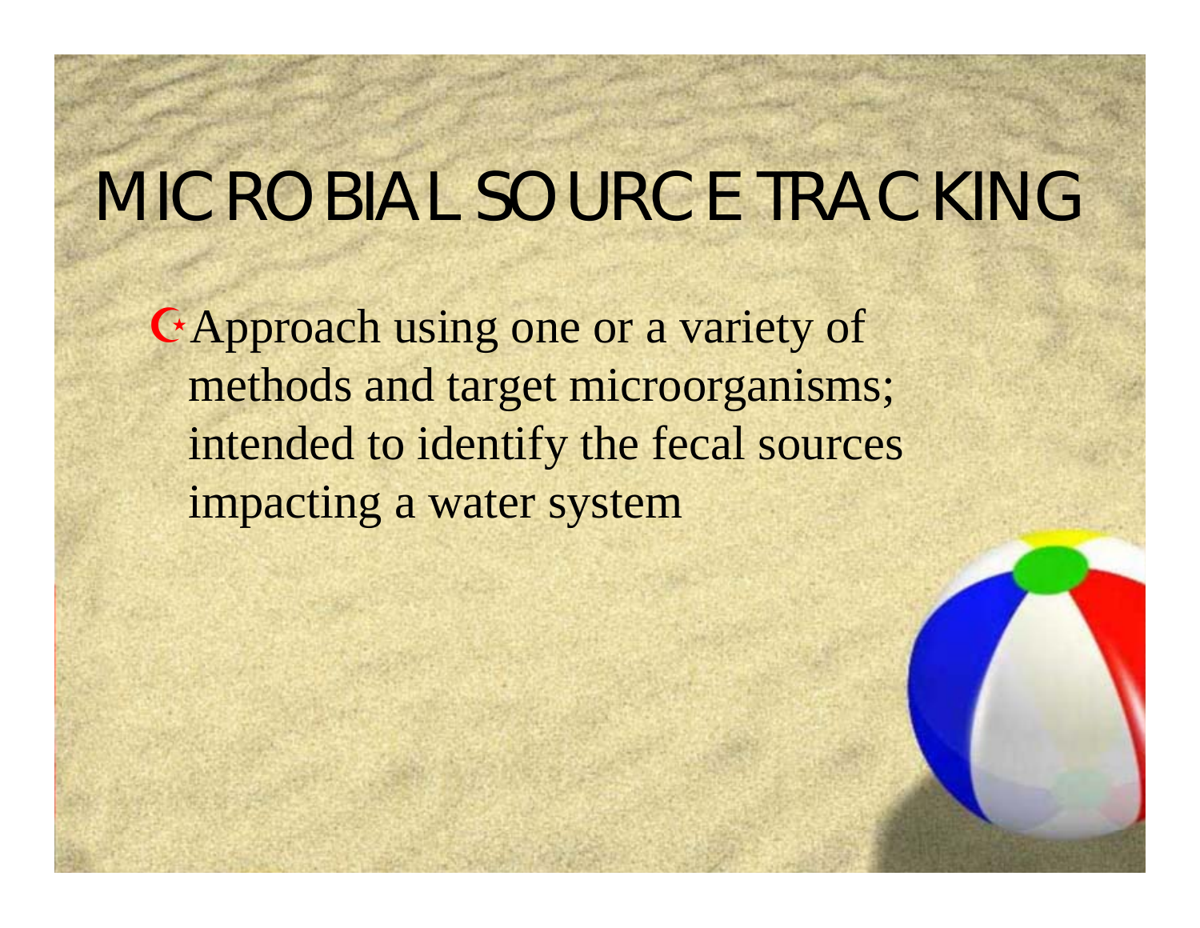# MICROBIAL SOURCE TRACKING

- Approach using one or a variety of methods and target microorganisms; intended to identify the fecal sources impacting a water system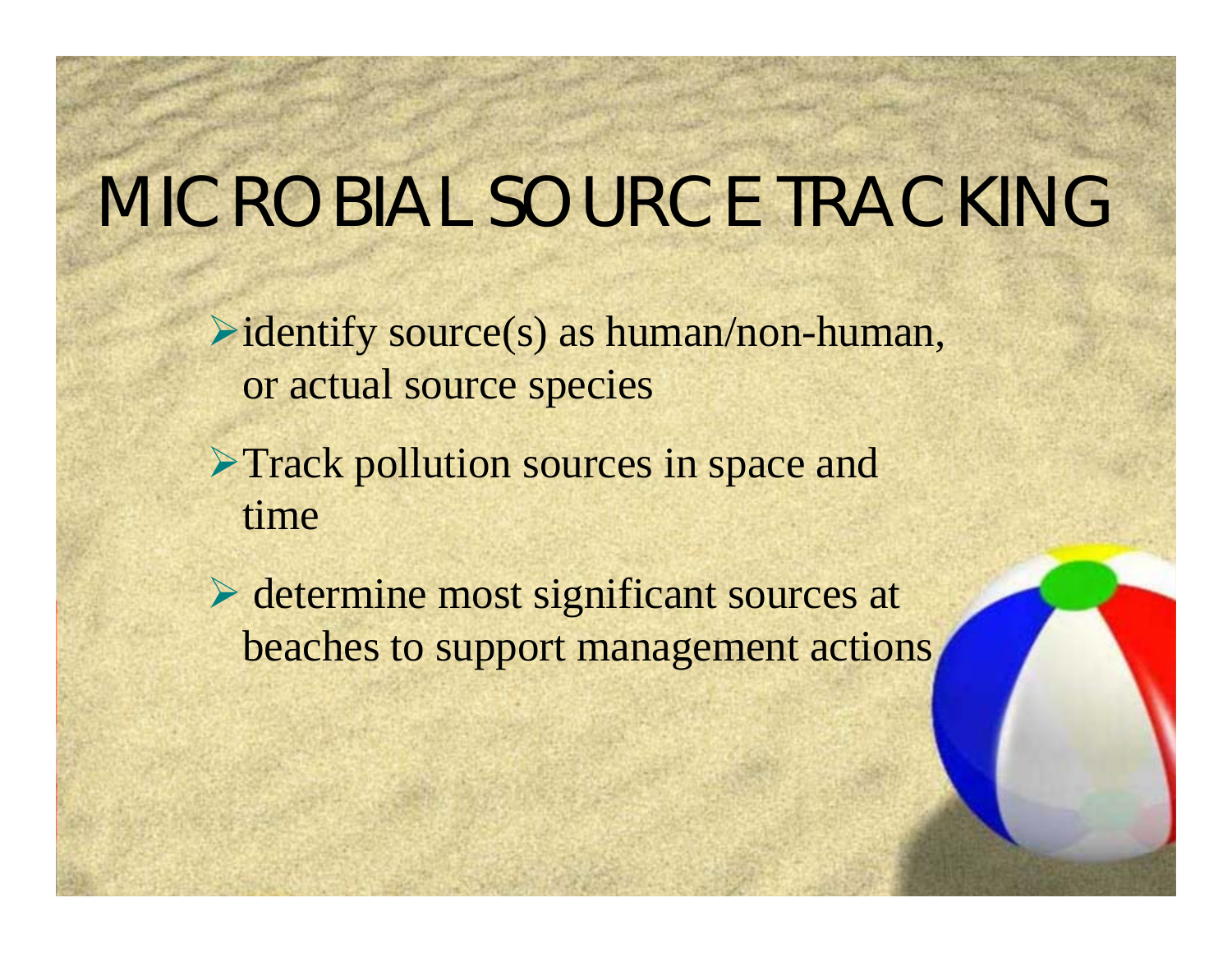# MICROBIAL SOURCE TRACKING

- identify source(s) as human/non-human, or actual source species
- Track pollution sources in space and time
- determine most significant sources at beaches to support management actions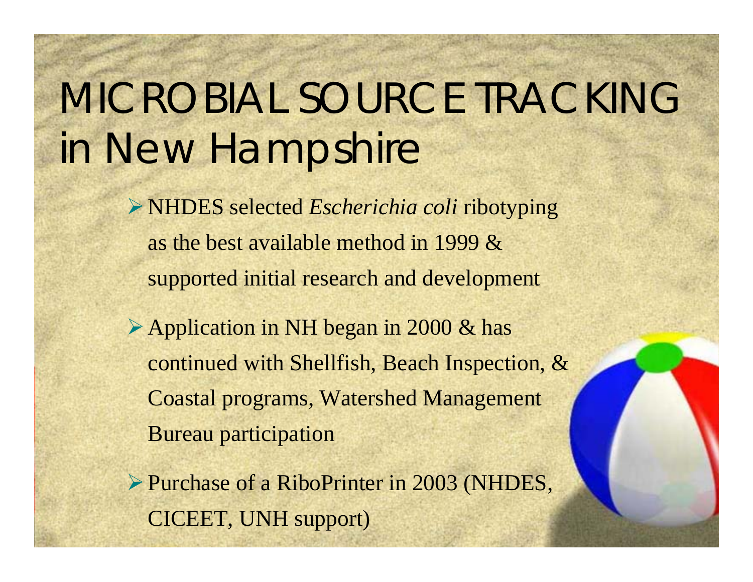# MICROBIAL SOURCE TRACKING in New Hampshire

- NHDES selected *Escherichia coli* ribotyping as the best available method in 1999 & supported initial research and development
- Application in NH began in 2000 & has continued with Shellfish, Beach Inspection, & Coastal programs, Watershed Management Bureau participation
- Purchase of a RiboPrinter in 2003 (NHDES, CICEET, UNH support)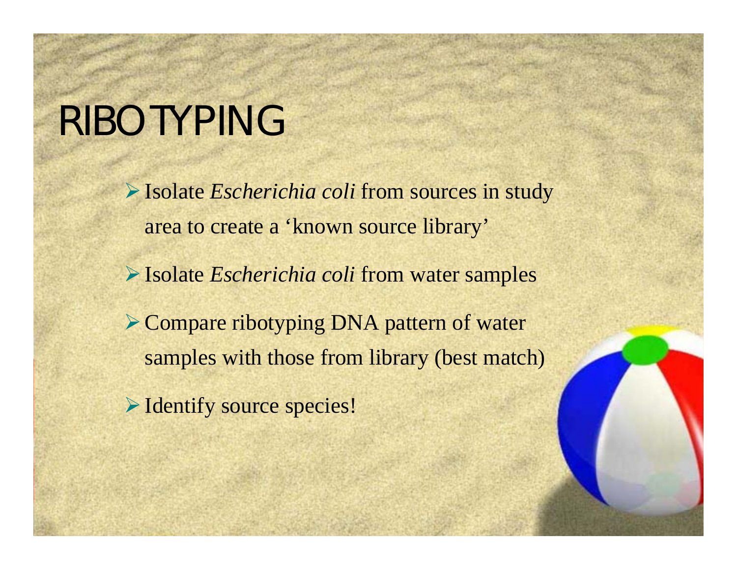# RIBOTYPING

- Isolate *Escherichia coli* from sources in study area to create a 'known source library'
- Isolate *Escherichia coli* from water samples
- Compare ribotyping DNA pattern of water samples with those from library (best match)
- Identify source species!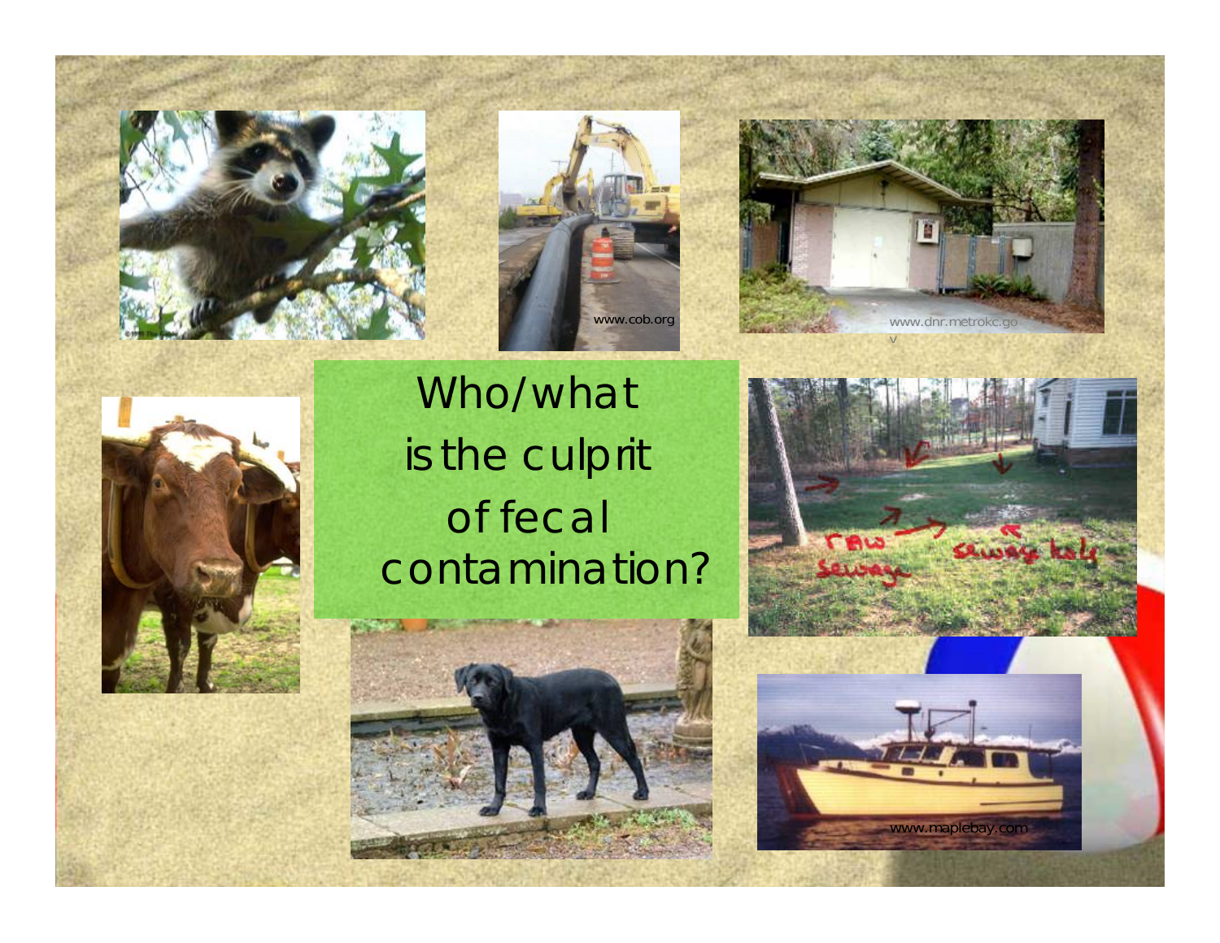# Who/what is the culprit of fecal contamination?

www.cob.org

www.dnr.metrokc.gov

raw sewage

sewage hole

www.maplebay.com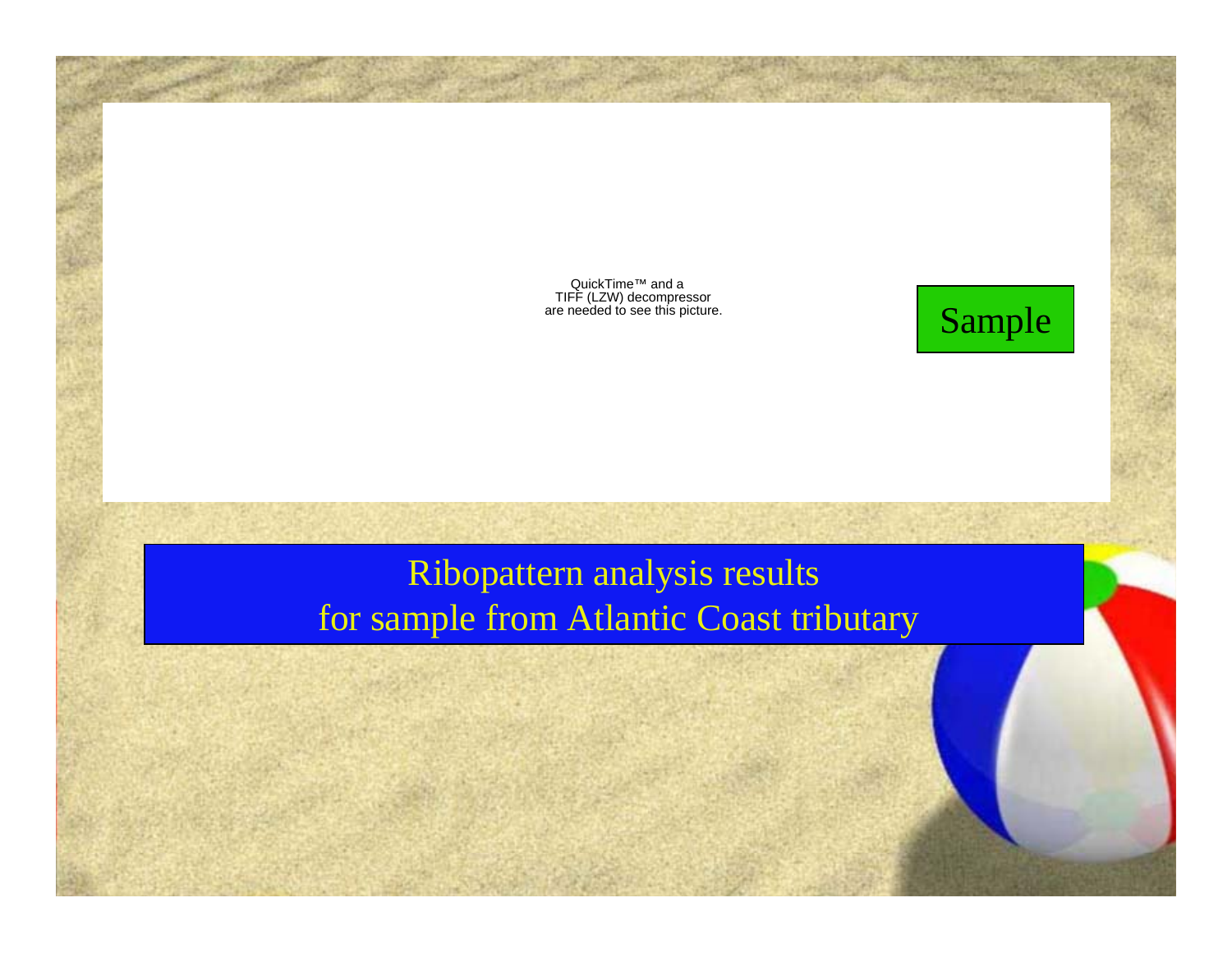QuickTime™ and a
TIFF (LZW) decompressor
are needed to see this picture.

Sample

Ribopattern analysis results
for sample from Atlantic Coast tributary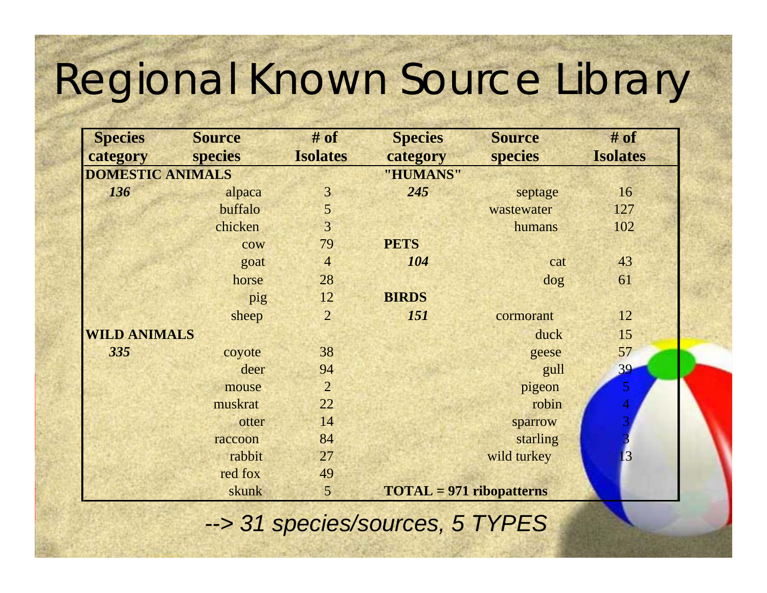# Regional Known Source Library

| Species category | Source species | # of Isolates | Species category | Source species | # of Isolates |
|---|---|---|---|---|---|
| **DOMESTIC ANIMALS** | | | **"HUMANS"** | | |
| ***136*** | alpaca | 3 | ***245*** | septage | 16 |
| | buffalo | 5 | | wastewater | 127 |
| | chicken | 3 | | humans | 102 |
| | cow | 79 | **PETS** | | |
| | goat | 4 | ***104*** | cat | 43 |
| | horse | 28 | | dog | 61 |
| | pig | 12 | **BIRDS** | | |
| | sheep | 2 | ***151*** | cormorant | 12 |
| **WILD ANIMALS** | | | | duck | 15 |
| ***335*** | coyote | 38 | | geese | 57 |
| | deer | 94 | | gull | 39 |
| | mouse | 2 | | pigeon | 5 |
| | muskrat | 22 | | robin | 4 |
| | otter | 14 | | sparrow | 3 |
| | raccoon | 84 | | starling | 3 |
| | rabbit | 27 | | wild turkey | 13 |
| | red fox | 49 | | | |
| | skunk | 5 | **TOTAL = 971 ribopatterns** | | |

*--> 31 species/sources, 5 TYPES*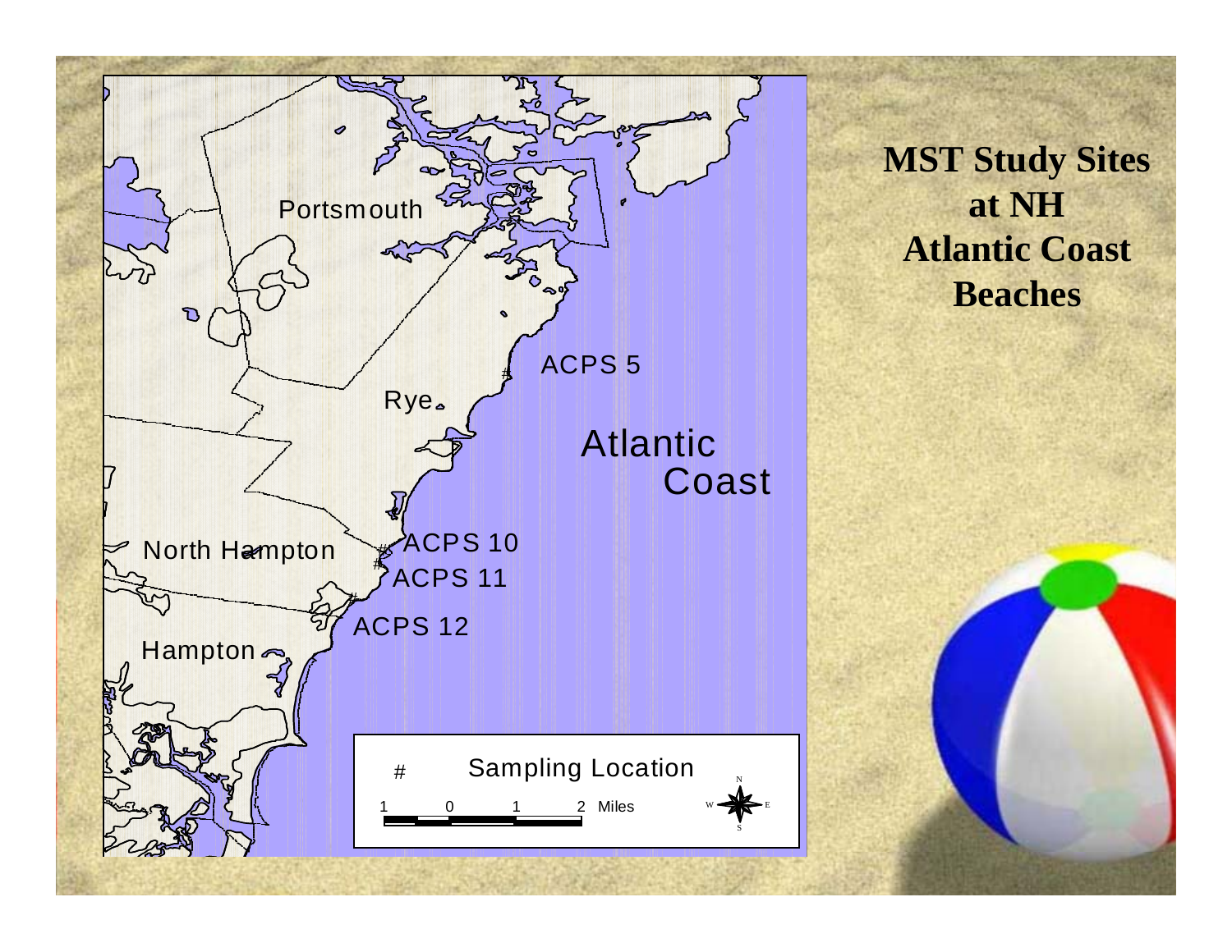**MST Study Sites at NH Atlantic Coast Beaches**

Portsmouth

Rye

ACPS 5

Atlantic Coast

North Hampton

ACPS 10

ACPS 11

ACPS 12

Hampton

# Sampling Location

1 0 1 2 Miles

N
W E
S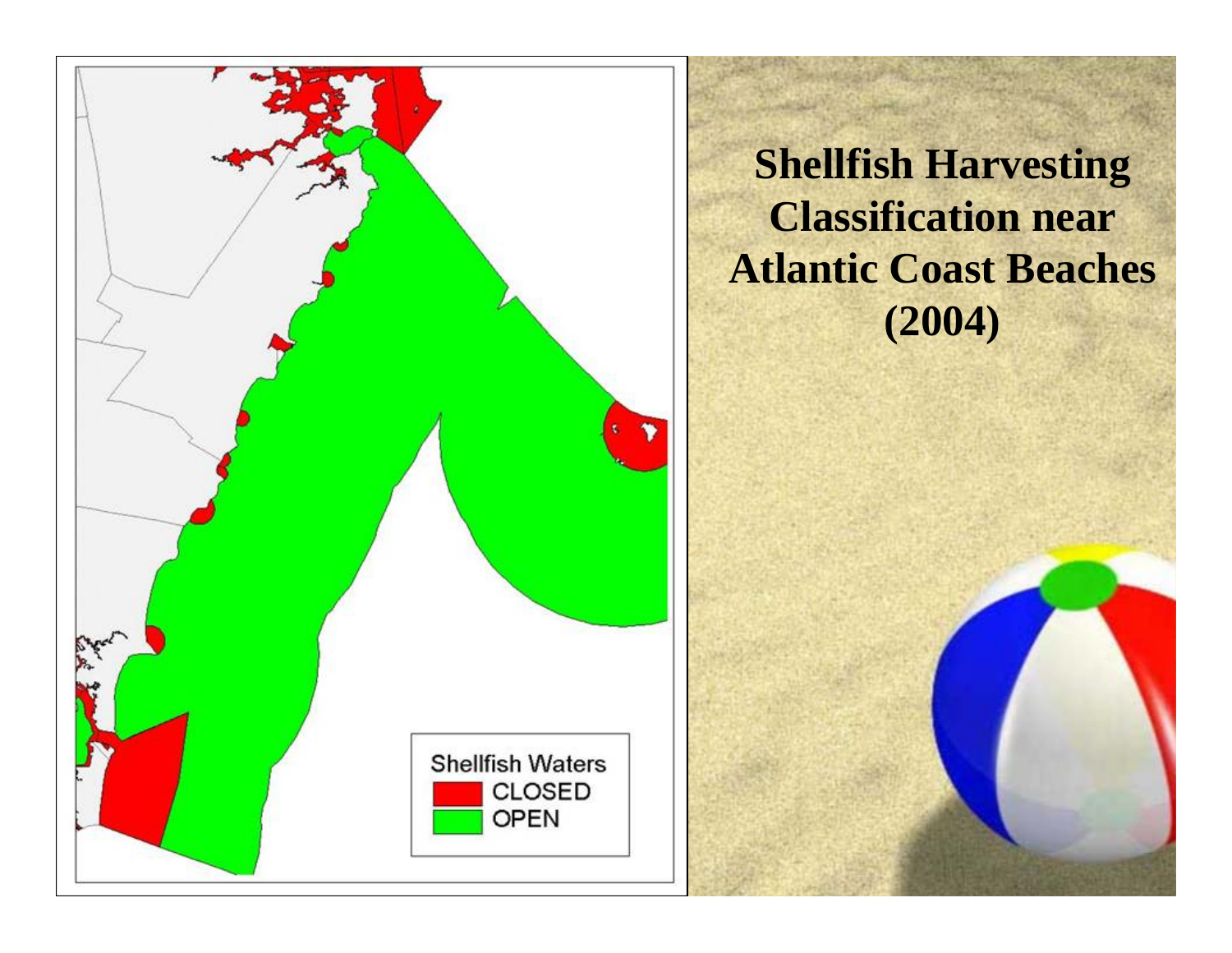# Shellfish Harvesting Classification near Atlantic Coast Beaches (2004)

Shellfish Waters

- CLOSED
- OPEN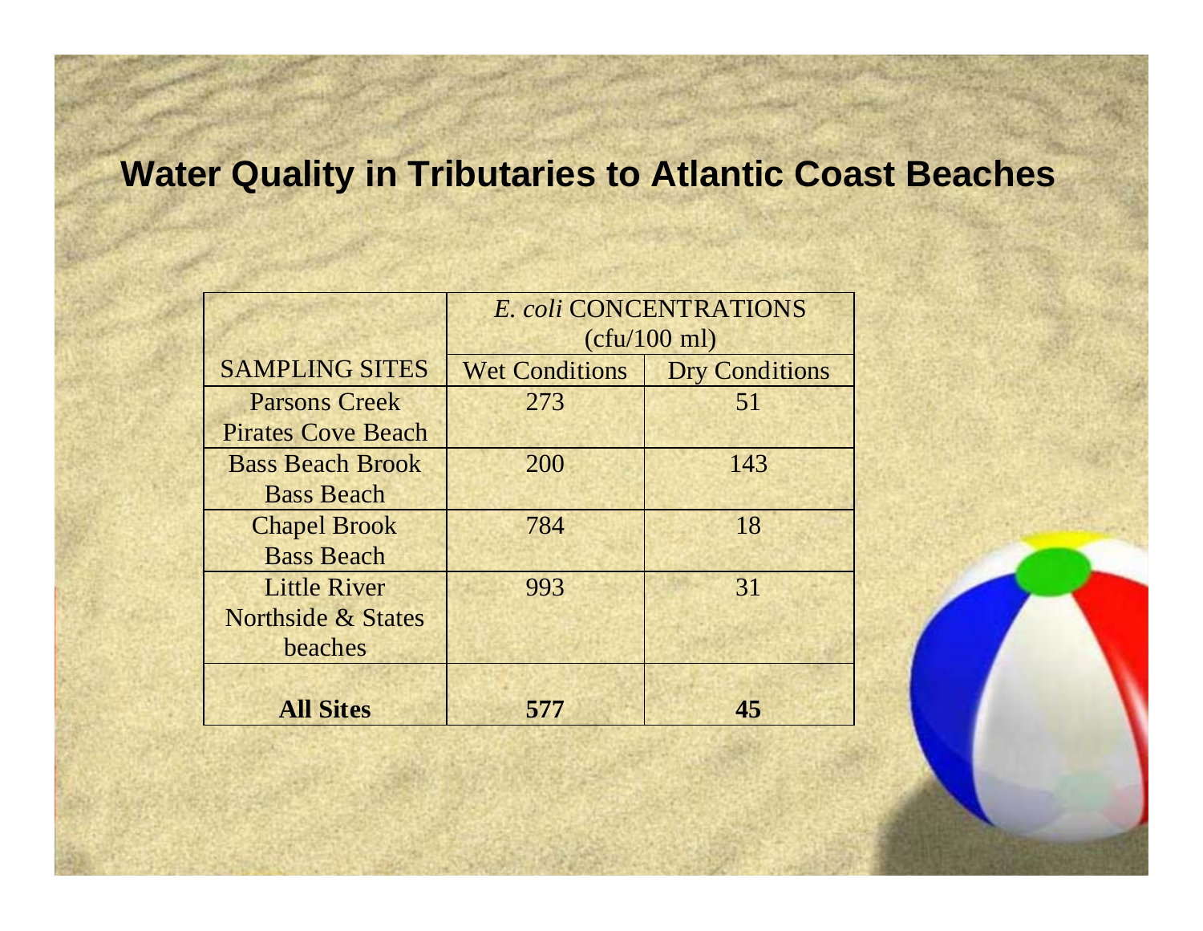## Water Quality in Tributaries to Atlantic Coast Beaches

| SAMPLING SITES | *E. coli* CONCENTRATIONS (cfu/100 ml) | |
|---|---|---|
| | Wet Conditions | Dry Conditions |
| Parsons Creek Pirates Cove Beach | 273 | 51 |
| Bass Beach Brook Bass Beach | 200 | 143 |
| Chapel Brook Bass Beach | 784 | 18 |
| Little River Northside & States beaches | 993 | 31 |
| **All Sites** | **577** | **45** |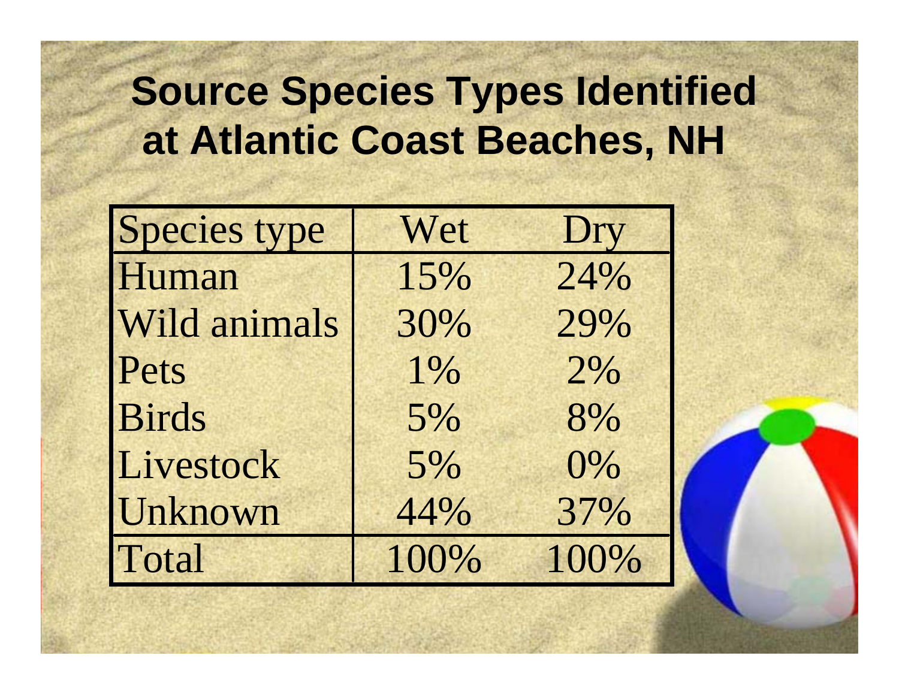# Source Species Types Identified at Atlantic Coast Beaches, NH

| Species type | Wet | Dry |
|---|---|---|
| Human | 15% | 24% |
| Wild animals | 30% | 29% |
| Pets | 1% | 2% |
| Birds | 5% | 8% |
| Livestock | 5% | 0% |
| Unknown | 44% | 37% |
| Total | 100% | 100% |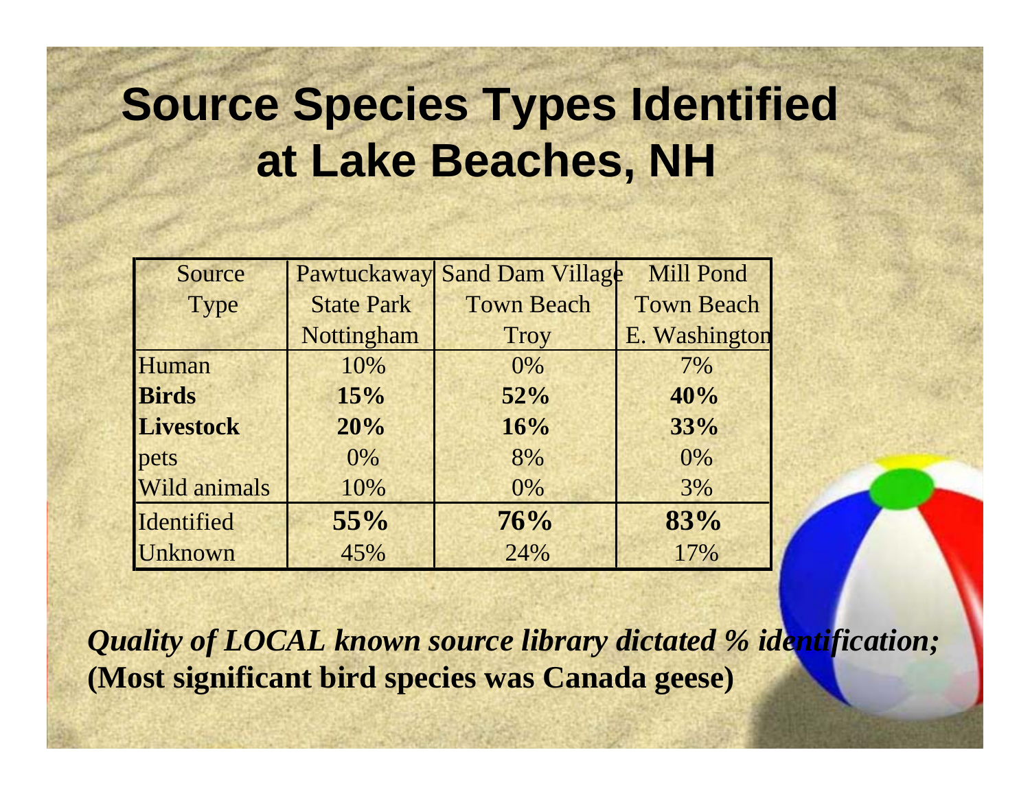# Source Species Types Identified at Lake Beaches, NH

| Source Type | Pawtuckaway State Park Nottingham | Sand Dam Village Town Beach Troy | Mill Pond Town Beach E. Washington |
|---|---|---|---|
| Human | 10% | 0% | 7% |
| **Birds** | **15%** | **52%** | **40%** |
| **Livestock** | **20%** | **16%** | **33%** |
| pets | 0% | 8% | 0% |
| Wild animals | 10% | 0% | 3% |
| Identified | **55%** | **76%** | **83%** |
| Unknown | 45% | 24% | 17% |

***Quality of LOCAL known source library dictated % identification;***
**(Most significant bird species was Canada geese)**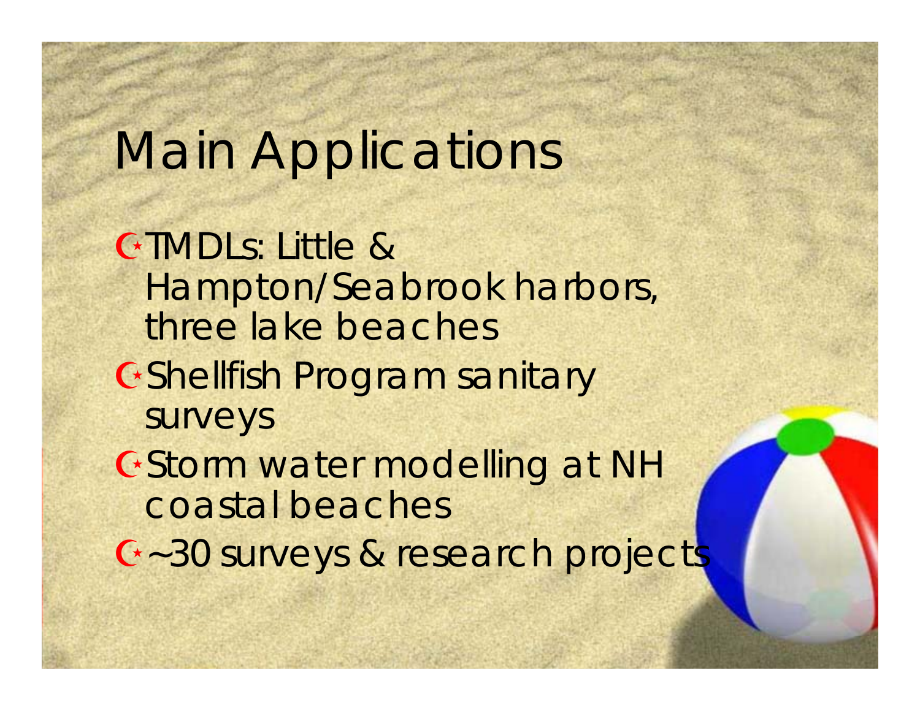# Main Applications

- TMDLs: Little & Hampton/Seabrook harbors, three lake beaches
- Shellfish Program sanitary surveys
- Storm water modelling at NH coastal beaches
- ~30 surveys & research projects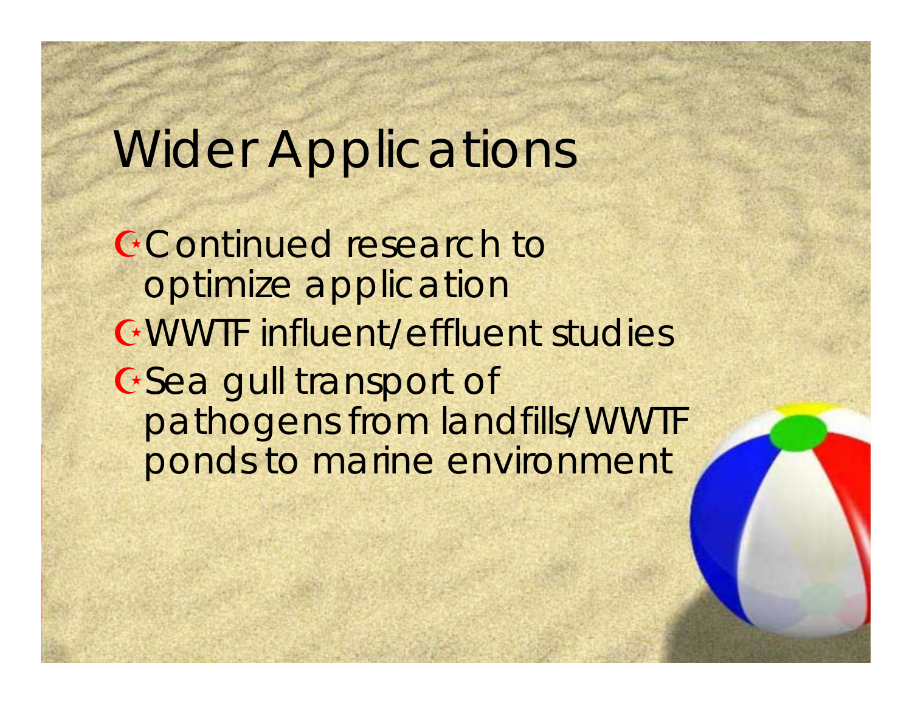# Wider Applications

- Continued research to optimize application
- WWTF influent/effluent studies
- Sea gull transport of pathogens from landfills/WWTF ponds to marine environment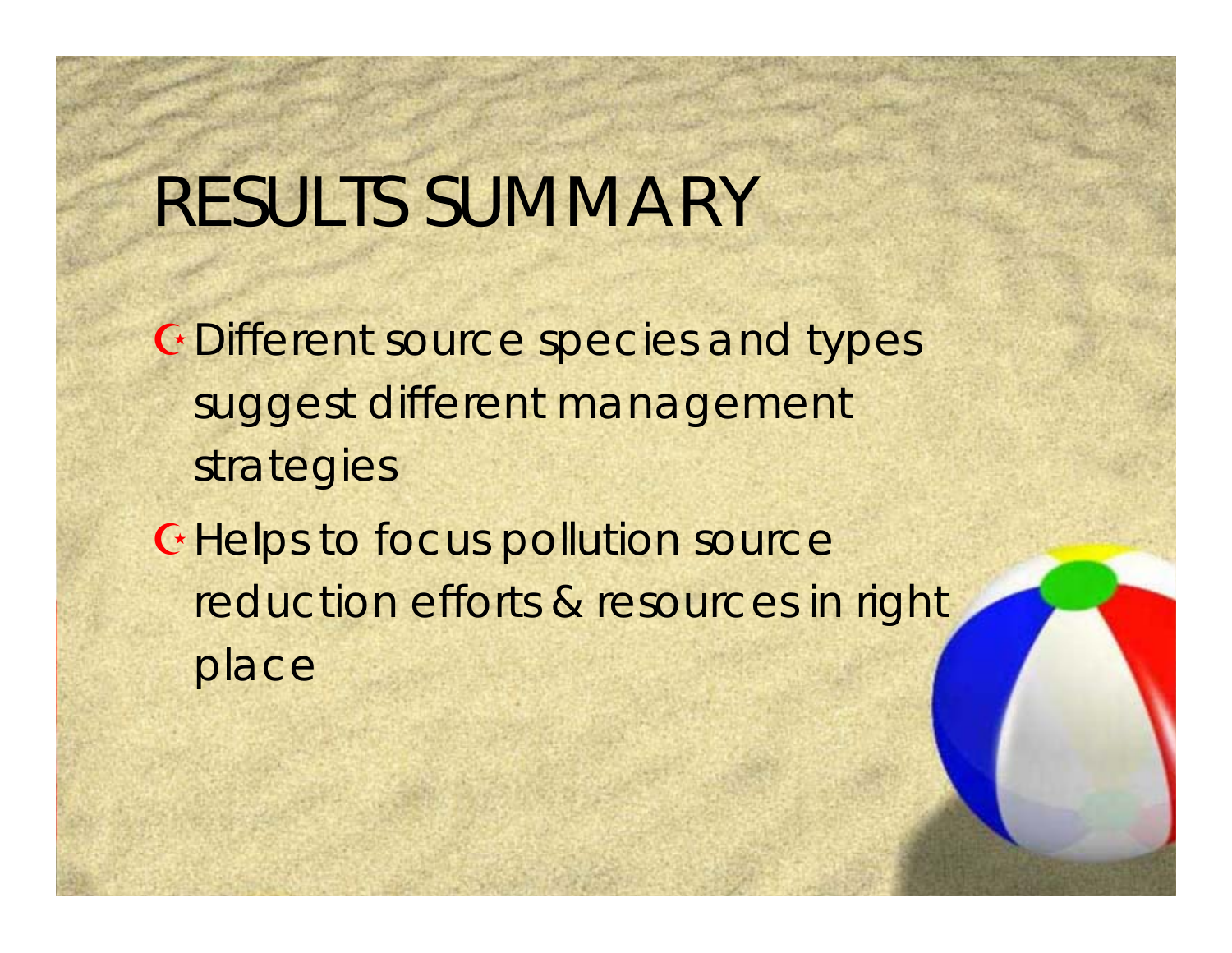# RESULTS SUMMARY

- Different source species and types suggest different management strategies
- Helps to focus pollution source reduction efforts & resources in right place